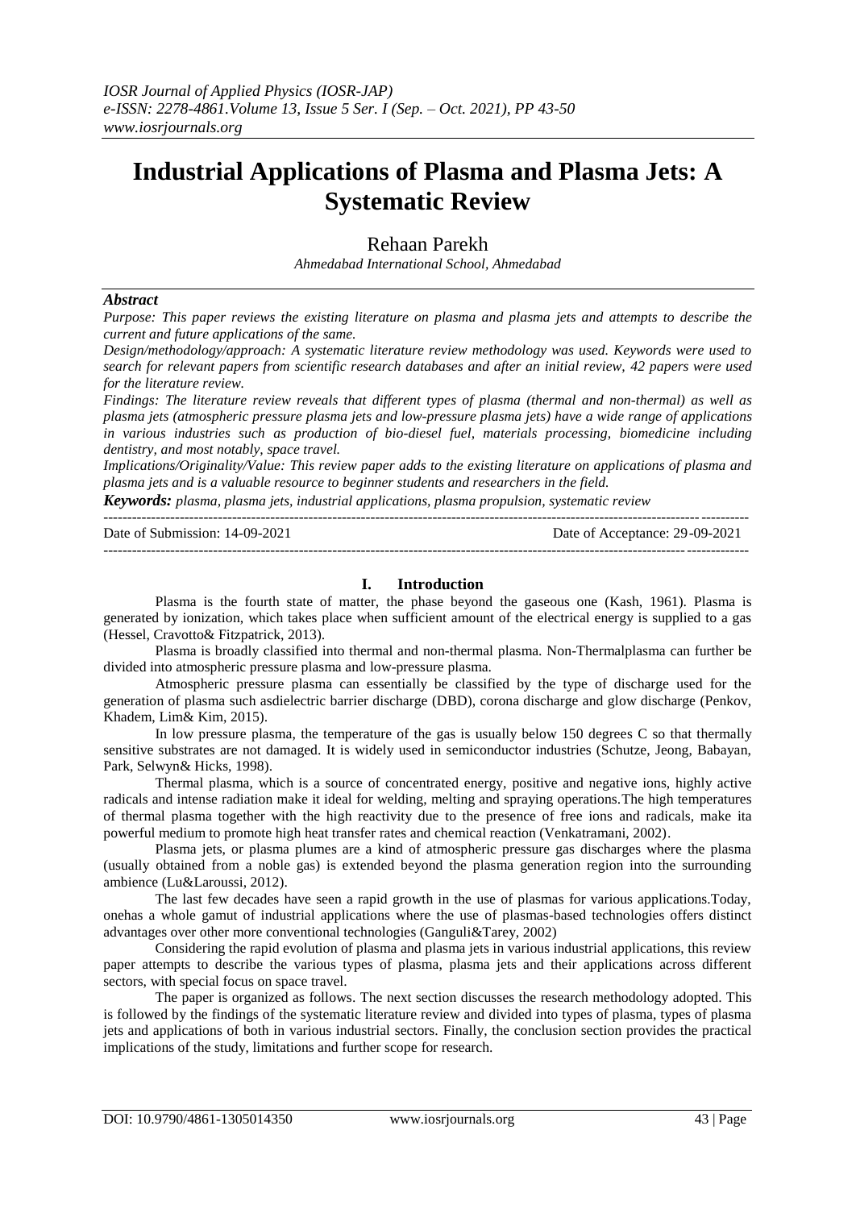*IOSR Journal of Applied Physics (IOSR-JAP)*
*e-ISSN: 2278-4861.Volume 13, Issue 5 Ser. I (Sep. – Oct. 2021), PP 43-50*
*www.iosrjournals.org*

# Industrial Applications of Plasma and Plasma Jets: A Systematic Review

Rehaan Parekh

*Ahmedabad International School, Ahmedabad*

### *Abstract*

*Purpose: This paper reviews the existing literature on plasma and plasma jets and attempts to describe the current and future applications of the same.*

*Design/methodology/approach: A systematic literature review methodology was used. Keywords were used to search for relevant papers from scientific research databases and after an initial review, 42 papers were used for the literature review.*

*Findings: The literature review reveals that different types of plasma (thermal and non-thermal) as well as plasma jets (atmospheric pressure plasma jets and low-pressure plasma jets) have a wide range of applications in various industries such as production of bio-diesel fuel, materials processing, biomedicine including dentistry, and most notably, space travel.*

*Implications/Originality/Value: This review paper adds to the existing literature on applications of plasma and plasma jets and is a valuable resource to beginner students and researchers in the field.*

***Keywords:*** *plasma, plasma jets, industrial applications, plasma propulsion, systematic review*

---

Date of Submission: 14-09-2021 Date of Acceptance: 29-09-2021

---

## I. Introduction

Plasma is the fourth state of matter, the phase beyond the gaseous one (Kash, 1961). Plasma is generated by ionization, which takes place when sufficient amount of the electrical energy is supplied to a gas (Hessel, Cravotto& Fitzpatrick, 2013).

Plasma is broadly classified into thermal and non-thermal plasma. Non-Thermalplasma can further be divided into atmospheric pressure plasma and low-pressure plasma.

Atmospheric pressure plasma can essentially be classified by the type of discharge used for the generation of plasma such asdielectric barrier discharge (DBD), corona discharge and glow discharge (Penkov, Khadem, Lim& Kim, 2015).

In low pressure plasma, the temperature of the gas is usually below 150 degrees C so that thermally sensitive substrates are not damaged. It is widely used in semiconductor industries (Schutze, Jeong, Babayan, Park, Selwyn& Hicks, 1998).

Thermal plasma, which is a source of concentrated energy, positive and negative ions, highly active radicals and intense radiation make it ideal for welding, melting and spraying operations.The high temperatures of thermal plasma together with the high reactivity due to the presence of free ions and radicals, make ita powerful medium to promote high heat transfer rates and chemical reaction (Venkatramani, 2002).

Plasma jets, or plasma plumes are a kind of atmospheric pressure gas discharges where the plasma (usually obtained from a noble gas) is extended beyond the plasma generation region into the surrounding ambience (Lu&Laroussi, 2012).

The last few decades have seen a rapid growth in the use of plasmas for various applications.Today, onehas a whole gamut of industrial applications where the use of plasmas-based technologies offers distinct advantages over other more conventional technologies (Ganguli&Tarey, 2002)

Considering the rapid evolution of plasma and plasma jets in various industrial applications, this review paper attempts to describe the various types of plasma, plasma jets and their applications across different sectors, with special focus on space travel.

The paper is organized as follows. The next section discusses the research methodology adopted. This is followed by the findings of the systematic literature review and divided into types of plasma, types of plasma jets and applications of both in various industrial sectors. Finally, the conclusion section provides the practical implications of the study, limitations and further scope for research.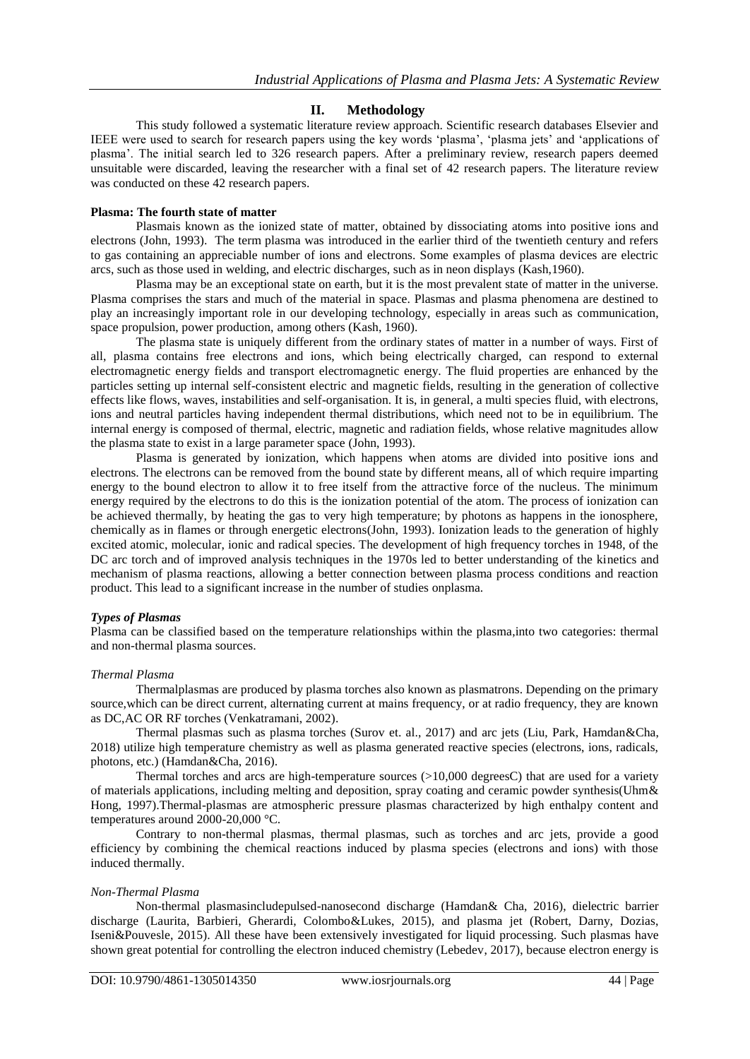## II. Methodology

This study followed a systematic literature review approach. Scientific research databases Elsevier and IEEE were used to search for research papers using the key words 'plasma', 'plasma jets' and 'applications of plasma'. The initial search led to 326 research papers. After a preliminary review, research papers deemed unsuitable were discarded, leaving the researcher with a final set of 42 research papers. The literature review was conducted on these 42 research papers.

**Plasma: The fourth state of matter**

Plasmais known as the ionized state of matter, obtained by dissociating atoms into positive ions and electrons (John, 1993). The term plasma was introduced in the earlier third of the twentieth century and refers to gas containing an appreciable number of ions and electrons. Some examples of plasma devices are electric arcs, such as those used in welding, and electric discharges, such as in neon displays (Kash,1960).

Plasma may be an exceptional state on earth, but it is the most prevalent state of matter in the universe. Plasma comprises the stars and much of the material in space. Plasmas and plasma phenomena are destined to play an increasingly important role in our developing technology, especially in areas such as communication, space propulsion, power production, among others (Kash, 1960).

The plasma state is uniquely different from the ordinary states of matter in a number of ways. First of all, plasma contains free electrons and ions, which being electrically charged, can respond to external electromagnetic energy fields and transport electromagnetic energy. The fluid properties are enhanced by the particles setting up internal self-consistent electric and magnetic fields, resulting in the generation of collective effects like flows, waves, instabilities and self-organisation. It is, in general, a multi species fluid, with electrons, ions and neutral particles having independent thermal distributions, which need not to be in equilibrium. The internal energy is composed of thermal, electric, magnetic and radiation fields, whose relative magnitudes allow the plasma state to exist in a large parameter space (John, 1993).

Plasma is generated by ionization, which happens when atoms are divided into positive ions and electrons. The electrons can be removed from the bound state by different means, all of which require imparting energy to the bound electron to allow it to free itself from the attractive force of the nucleus. The minimum energy required by the electrons to do this is the ionization potential of the atom. The process of ionization can be achieved thermally, by heating the gas to very high temperature; by photons as happens in the ionosphere, chemically as in flames or through energetic electrons(John, 1993). Ionization leads to the generation of highly excited atomic, molecular, ionic and radical species. The development of high frequency torches in 1948, of the DC arc torch and of improved analysis techniques in the 1970s led to better understanding of the kinetics and mechanism of plasma reactions, allowing a better connection between plasma process conditions and reaction product. This lead to a significant increase in the number of studies onplasma.

***Types of Plasmas***

Plasma can be classified based on the temperature relationships within the plasma,into two categories: thermal and non-thermal plasma sources.

*Thermal Plasma*

Thermalplasmas are produced by plasma torches also known as plasmatrons. Depending on the primary source,which can be direct current, alternating current at mains frequency, or at radio frequency, they are known as DC,AC OR RF torches (Venkatramani, 2002).

Thermal plasmas such as plasma torches (Surov et. al., 2017) and arc jets (Liu, Park, Hamdan&Cha, 2018) utilize high temperature chemistry as well as plasma generated reactive species (electrons, ions, radicals, photons, etc.) (Hamdan&Cha, 2016).

Thermal torches and arcs are high-temperature sources (>10,000 degreesC) that are used for a variety of materials applications, including melting and deposition, spray coating and ceramic powder synthesis(Uhm& Hong, 1997).Thermal-plasmas are atmospheric pressure plasmas characterized by high enthalpy content and temperatures around 2000-20,000 °C.

Contrary to non-thermal plasmas, thermal plasmas, such as torches and arc jets, provide a good efficiency by combining the chemical reactions induced by plasma species (electrons and ions) with those induced thermally.

*Non-Thermal Plasma*

Non-thermal plasmasincludepulsed-nanosecond discharge (Hamdan& Cha, 2016), dielectric barrier discharge (Laurita, Barbieri, Gherardi, Colombo&Lukes, 2015), and plasma jet (Robert, Darny, Dozias, Iseni&Pouvesle, 2015). All these have been extensively investigated for liquid processing. Such plasmas have shown great potential for controlling the electron induced chemistry (Lebedev, 2017), because electron energy is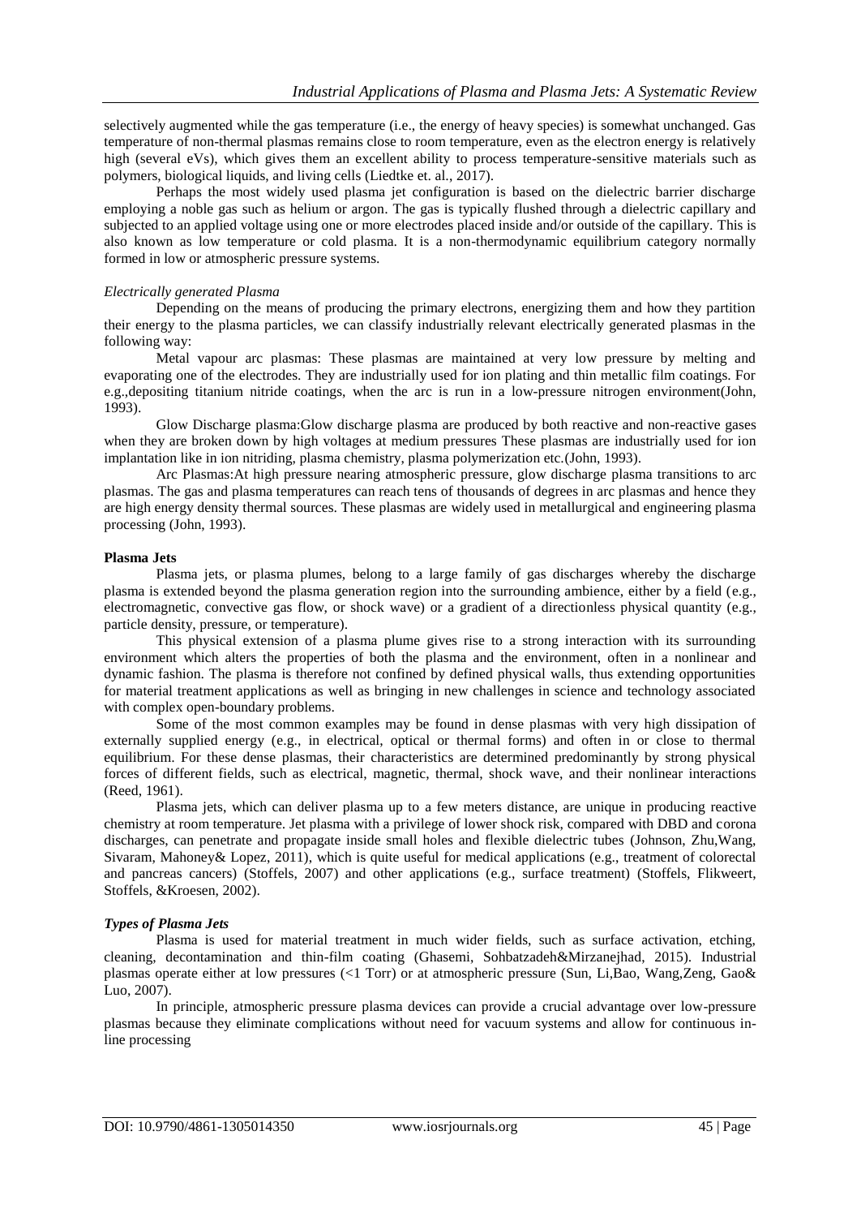selectively augmented while the gas temperature (i.e., the energy of heavy species) is somewhat unchanged. Gas temperature of non-thermal plasmas remains close to room temperature, even as the electron energy is relatively high (several eVs), which gives them an excellent ability to process temperature-sensitive materials such as polymers, biological liquids, and living cells (Liedtke et. al., 2017).

Perhaps the most widely used plasma jet configuration is based on the dielectric barrier discharge employing a noble gas such as helium or argon. The gas is typically flushed through a dielectric capillary and subjected to an applied voltage using one or more electrodes placed inside and/or outside of the capillary. This is also known as low temperature or cold plasma. It is a non-thermodynamic equilibrium category normally formed in low or atmospheric pressure systems.

*Electrically generated Plasma*

Depending on the means of producing the primary electrons, energizing them and how they partition their energy to the plasma particles, we can classify industrially relevant electrically generated plasmas in the following way:

Metal vapour arc plasmas: These plasmas are maintained at very low pressure by melting and evaporating one of the electrodes. They are industrially used for ion plating and thin metallic film coatings. For e.g.,depositing titanium nitride coatings, when the arc is run in a low-pressure nitrogen environment(John, 1993).

Glow Discharge plasma:Glow discharge plasma are produced by both reactive and non-reactive gases when they are broken down by high voltages at medium pressures These plasmas are industrially used for ion implantation like in ion nitriding, plasma chemistry, plasma polymerization etc.(John, 1993).

Arc Plasmas:At high pressure nearing atmospheric pressure, glow discharge plasma transitions to arc plasmas. The gas and plasma temperatures can reach tens of thousands of degrees in arc plasmas and hence they are high energy density thermal sources. These plasmas are widely used in metallurgical and engineering plasma processing (John, 1993).

**Plasma Jets**

Plasma jets, or plasma plumes, belong to a large family of gas discharges whereby the discharge plasma is extended beyond the plasma generation region into the surrounding ambience, either by a field (e.g., electromagnetic, convective gas flow, or shock wave) or a gradient of a directionless physical quantity (e.g., particle density, pressure, or temperature).

This physical extension of a plasma plume gives rise to a strong interaction with its surrounding environment which alters the properties of both the plasma and the environment, often in a nonlinear and dynamic fashion. The plasma is therefore not confined by defined physical walls, thus extending opportunities for material treatment applications as well as bringing in new challenges in science and technology associated with complex open-boundary problems.

Some of the most common examples may be found in dense plasmas with very high dissipation of externally supplied energy (e.g., in electrical, optical or thermal forms) and often in or close to thermal equilibrium. For these dense plasmas, their characteristics are determined predominantly by strong physical forces of different fields, such as electrical, magnetic, thermal, shock wave, and their nonlinear interactions (Reed, 1961).

Plasma jets, which can deliver plasma up to a few meters distance, are unique in producing reactive chemistry at room temperature. Jet plasma with a privilege of lower shock risk, compared with DBD and corona discharges, can penetrate and propagate inside small holes and flexible dielectric tubes (Johnson, Zhu,Wang, Sivaram, Mahoney& Lopez, 2011), which is quite useful for medical applications (e.g., treatment of colorectal and pancreas cancers) (Stoffels, 2007) and other applications (e.g., surface treatment) (Stoffels, Flikweert, Stoffels, &Kroesen, 2002).

***Types of Plasma Jets***

Plasma is used for material treatment in much wider fields, such as surface activation, etching, cleaning, decontamination and thin-film coating (Ghasemi, Sohbatzadeh&Mirzanejhad, 2015). Industrial plasmas operate either at low pressures (<1 Torr) or at atmospheric pressure (Sun, Li,Bao, Wang,Zeng, Gao& Luo, 2007).

In principle, atmospheric pressure plasma devices can provide a crucial advantage over low-pressure plasmas because they eliminate complications without need for vacuum systems and allow for continuous in-line processing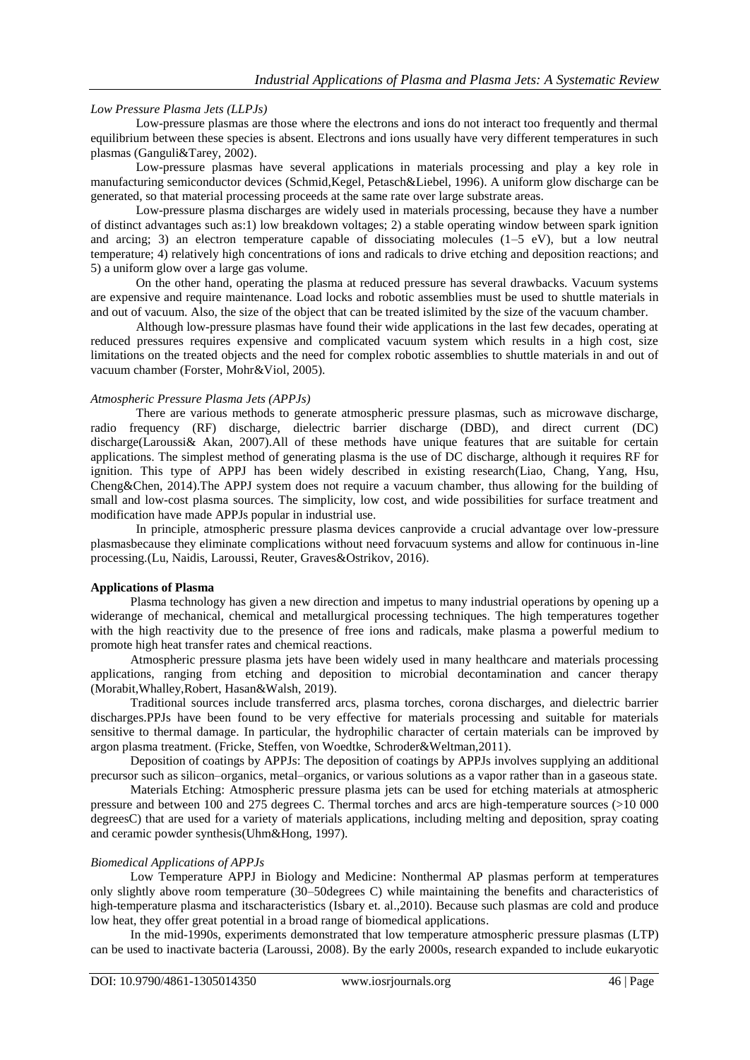*Low Pressure Plasma Jets (LLPJs)*

Low-pressure plasmas are those where the electrons and ions do not interact too frequently and thermal equilibrium between these species is absent. Electrons and ions usually have very different temperatures in such plasmas (Ganguli&Tarey, 2002).

Low-pressure plasmas have several applications in materials processing and play a key role in manufacturing semiconductor devices (Schmid,Kegel, Petasch&Liebel, 1996). A uniform glow discharge can be generated, so that material processing proceeds at the same rate over large substrate areas.

Low-pressure plasma discharges are widely used in materials processing, because they have a number of distinct advantages such as:1) low breakdown voltages; 2) a stable operating window between spark ignition and arcing; 3) an electron temperature capable of dissociating molecules (1–5 eV), but a low neutral temperature; 4) relatively high concentrations of ions and radicals to drive etching and deposition reactions; and 5) a uniform glow over a large gas volume.

On the other hand, operating the plasma at reduced pressure has several drawbacks. Vacuum systems are expensive and require maintenance. Load locks and robotic assemblies must be used to shuttle materials in and out of vacuum. Also, the size of the object that can be treated islimited by the size of the vacuum chamber.

Although low-pressure plasmas have found their wide applications in the last few decades, operating at reduced pressures requires expensive and complicated vacuum system which results in a high cost, size limitations on the treated objects and the need for complex robotic assemblies to shuttle materials in and out of vacuum chamber (Forster, Mohr&Viol, 2005).

*Atmospheric Pressure Plasma Jets (APPJs)*

There are various methods to generate atmospheric pressure plasmas, such as microwave discharge, radio frequency (RF) discharge, dielectric barrier discharge (DBD), and direct current (DC) discharge(Laroussi& Akan, 2007).All of these methods have unique features that are suitable for certain applications. The simplest method of generating plasma is the use of DC discharge, although it requires RF for ignition. This type of APPJ has been widely described in existing research(Liao, Chang, Yang, Hsu, Cheng&Chen, 2014).The APPJ system does not require a vacuum chamber, thus allowing for the building of small and low-cost plasma sources. The simplicity, low cost, and wide possibilities for surface treatment and modification have made APPJs popular in industrial use.

In principle, atmospheric pressure plasma devices canprovide a crucial advantage over low-pressure plasmasbecause they eliminate complications without need forvacuum systems and allow for continuous in-line processing.(Lu, Naidis, Laroussi, Reuter, Graves&Ostrikov, 2016).

**Applications of Plasma**

Plasma technology has given a new direction and impetus to many industrial operations by opening up a widerange of mechanical, chemical and metallurgical processing techniques. The high temperatures together with the high reactivity due to the presence of free ions and radicals, make plasma a powerful medium to promote high heat transfer rates and chemical reactions.

Atmospheric pressure plasma jets have been widely used in many healthcare and materials processing applications, ranging from etching and deposition to microbial decontamination and cancer therapy (Morabit,Whalley,Robert, Hasan&Walsh, 2019).

Traditional sources include transferred arcs, plasma torches, corona discharges, and dielectric barrier discharges.PPJs have been found to be very effective for materials processing and suitable for materials sensitive to thermal damage. In particular, the hydrophilic character of certain materials can be improved by argon plasma treatment. (Fricke, Steffen, von Woedtke, Schroder&Weltman,2011).

Deposition of coatings by APPJs: The deposition of coatings by APPJs involves supplying an additional precursor such as silicon–organics, metal–organics, or various solutions as a vapor rather than in a gaseous state.

Materials Etching: Atmospheric pressure plasma jets can be used for etching materials at atmospheric pressure and between 100 and 275 degrees C. Thermal torches and arcs are high-temperature sources (>10 000 degreesC) that are used for a variety of materials applications, including melting and deposition, spray coating and ceramic powder synthesis(Uhm&Hong, 1997).

*Biomedical Applications of APPJs*

Low Temperature APPJ in Biology and Medicine: Nonthermal AP plasmas perform at temperatures only slightly above room temperature (30–50degrees C) while maintaining the benefits and characteristics of high-temperature plasma and itscharacteristics (Isbary et. al.,2010). Because such plasmas are cold and produce low heat, they offer great potential in a broad range of biomedical applications.

In the mid-1990s, experiments demonstrated that low temperature atmospheric pressure plasmas (LTP) can be used to inactivate bacteria (Laroussi, 2008). By the early 2000s, research expanded to include eukaryotic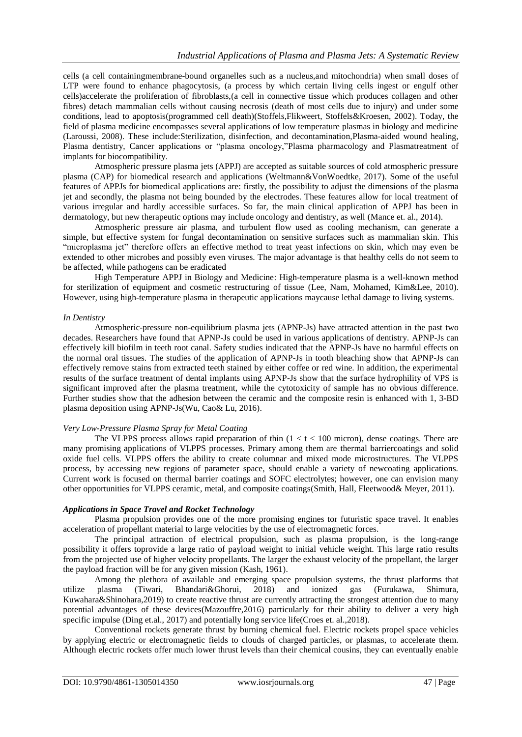cells (a cell containingmembrane-bound organelles such as a nucleus,and mitochondria) when small doses of LTP were found to enhance phagocytosis, (a process by which certain living cells ingest or engulf other cells)accelerate the proliferation of fibroblasts,(a cell in connective tissue which produces collagen and other fibres) detach mammalian cells without causing necrosis (death of most cells due to injury) and under some conditions, lead to apoptosis(programmed cell death)(Stoffels,Flikweert, Stoffels&Kroesen, 2002). Today, the field of plasma medicine encompasses several applications of low temperature plasmas in biology and medicine (Laroussi, 2008). These include:Sterilization, disinfection, and decontamination,Plasma-aided wound healing, Plasma dentistry, Cancer applications or "plasma oncology,"Plasma pharmacology and Plasmatreatment of implants for biocompatibility.

Atmospheric pressure plasma jets (APPJ) are accepted as suitable sources of cold atmospheric pressure plasma (CAP) for biomedical research and applications (Weltmann&VonWoedtke, 2017). Some of the useful features of APPJs for biomedical applications are: firstly, the possibility to adjust the dimensions of the plasma jet and secondly, the plasma not being bounded by the electrodes. These features allow for local treatment of various irregular and hardly accessible surfaces. So far, the main clinical application of APPJ has been in dermatology, but new therapeutic options may include oncology and dentistry, as well (Mance et. al., 2014).

Atmospheric pressure air plasma, and turbulent flow used as cooling mechanism, can generate a simple, but effective system for fungal decontamination on sensitive surfaces such as mammalian skin. This "microplasma jet" therefore offers an effective method to treat yeast infections on skin, which may even be extended to other microbes and possibly even viruses. The major advantage is that healthy cells do not seem to be affected, while pathogens can be eradicated

High Temperature APPJ in Biology and Medicine: High-temperature plasma is a well-known method for sterilization of equipment and cosmetic restructuring of tissue (Lee, Nam, Mohamed, Kim&Lee, 2010). However, using high-temperature plasma in therapeutic applications maycause lethal damage to living systems.

*In Dentistry*

Atmospheric-pressure non-equilibrium plasma jets (APNP-Js) have attracted attention in the past two decades. Researchers have found that APNP-Js could be used in various applications of dentistry. APNP-Js can effectively kill biofilm in teeth root canal. Safety studies indicated that the APNP-Js have no harmful effects on the normal oral tissues. The studies of the application of APNP-Js in tooth bleaching show that APNP-Js can effectively remove stains from extracted teeth stained by either coffee or red wine. In addition, the experimental results of the surface treatment of dental implants using APNP-Js show that the surface hydrophility of VPS is significant improved after the plasma treatment, while the cytotoxicity of sample has no obvious difference. Further studies show that the adhesion between the ceramic and the composite resin is enhanced with 1, 3-BD plasma deposition using APNP-Js(Wu, Cao& Lu, 2016).

*Very Low-Pressure Plasma Spray for Metal Coating*

The VLPPS process allows rapid preparation of thin ($1 < t < 100$ micron), dense coatings. There are many promising applications of VLPPS processes. Primary among them are thermal barriercoatings and solid oxide fuel cells. VLPPS offers the ability to create columnar and mixed mode microstructures. The VLPPS process, by accessing new regions of parameter space, should enable a variety of newcoating applications. Current work is focused on thermal barrier coatings and SOFC electrolytes; however, one can envision many other opportunities for VLPPS ceramic, metal, and composite coatings(Smith, Hall, Fleetwood& Meyer, 2011).

***Applications in Space Travel and Rocket Technology***

Plasma propulsion provides one of the more promising engines tor futuristic space travel. It enables acceleration of propellant material to large velocities by the use of electromagnetic forces.

The principal attraction of electrical propulsion, such as plasma propulsion, is the long-range possibility it offers toprovide a large ratio of payload weight to initial vehicle weight. This large ratio results from the projected use of higher velocity propellants. The larger the exhaust velocity of the propellant, the larger the payload fraction will be for any given mission (Kash, 1961).

Among the plethora of available and emerging space propulsion systems, the thrust platforms that utilize plasma (Tiwari, Bhandari&Ghorui, 2018) and ionized gas (Furukawa, Shimura, Kuwahara&Shinohara,2019) to create reactive thrust are currently attracting the strongest attention due to many potential advantages of these devices(Mazouffre,2016) particularly for their ability to deliver a very high specific impulse (Ding et.al., 2017) and potentially long service life(Croes et. al.,2018).

Conventional rockets generate thrust by burning chemical fuel. Electric rockets propel space vehicles by applying electric or electromagnetic fields to clouds of charged particles, or plasmas, to accelerate them. Although electric rockets offer much lower thrust levels than their chemical cousins, they can eventually enable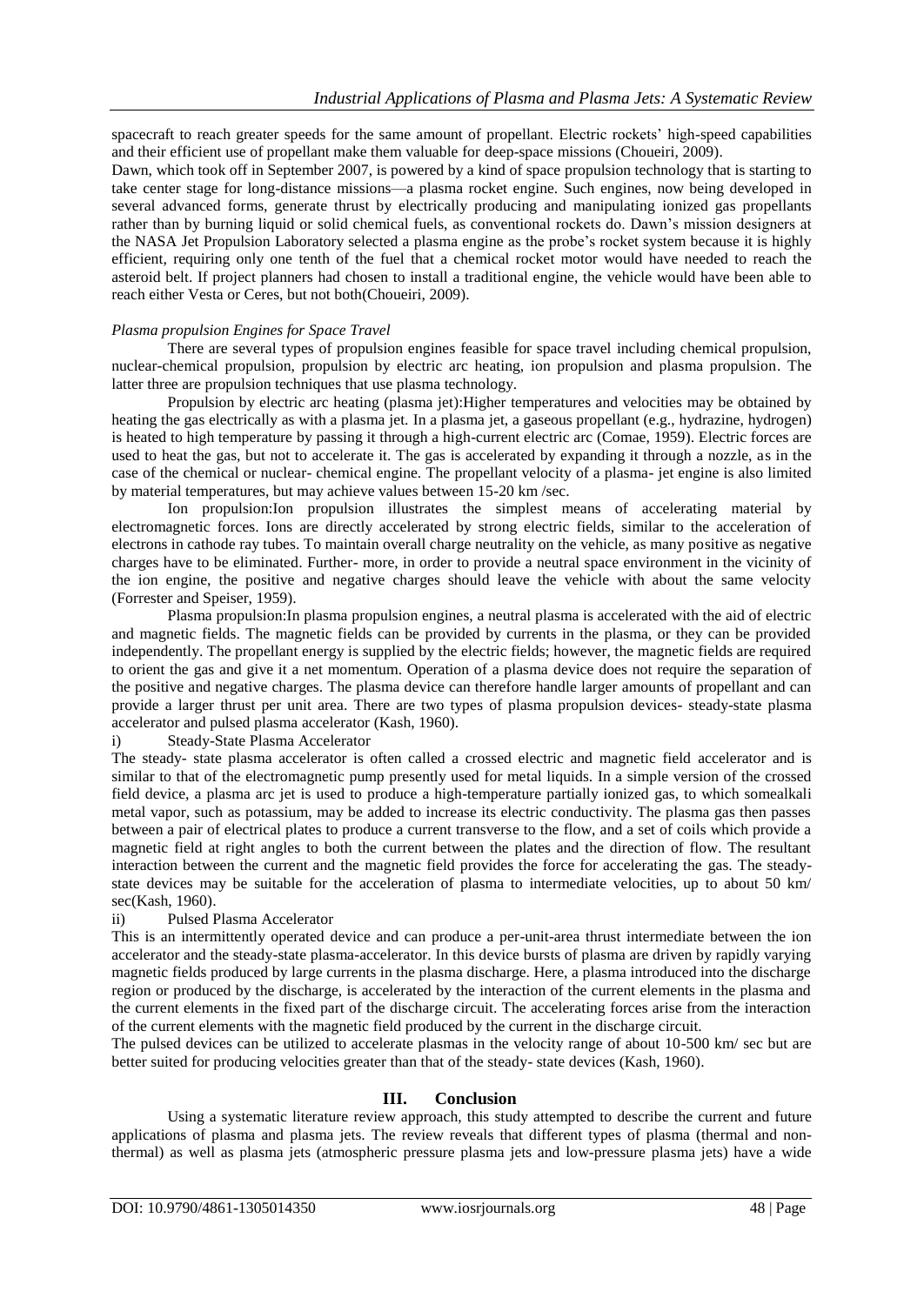spacecraft to reach greater speeds for the same amount of propellant. Electric rockets' high-speed capabilities and their efficient use of propellant make them valuable for deep-space missions (Choueiri, 2009).

Dawn, which took off in September 2007, is powered by a kind of space propulsion technology that is starting to take center stage for long-distance missions—a plasma rocket engine. Such engines, now being developed in several advanced forms, generate thrust by electrically producing and manipulating ionized gas propellants rather than by burning liquid or solid chemical fuels, as conventional rockets do. Dawn's mission designers at the NASA Jet Propulsion Laboratory selected a plasma engine as the probe's rocket system because it is highly efficient, requiring only one tenth of the fuel that a chemical rocket motor would have needed to reach the asteroid belt. If project planners had chosen to install a traditional engine, the vehicle would have been able to reach either Vesta or Ceres, but not both(Choueiri, 2009).

*Plasma propulsion Engines for Space Travel*

There are several types of propulsion engines feasible for space travel including chemical propulsion, nuclear-chemical propulsion, propulsion by electric arc heating, ion propulsion and plasma propulsion. The latter three are propulsion techniques that use plasma technology.

Propulsion by electric arc heating (plasma jet):Higher temperatures and velocities may be obtained by heating the gas electrically as with a plasma jet. In a plasma jet, a gaseous propellant (e.g., hydrazine, hydrogen) is heated to high temperature by passing it through a high-current electric arc (Comae, 1959). Electric forces are used to heat the gas, but not to accelerate it. The gas is accelerated by expanding it through a nozzle, as in the case of the chemical or nuclear- chemical engine. The propellant velocity of a plasma- jet engine is also limited by material temperatures, but may achieve values between 15-20 km /sec.

Ion propulsion:Ion propulsion illustrates the simplest means of accelerating material by electromagnetic forces. Ions are directly accelerated by strong electric fields, similar to the acceleration of electrons in cathode ray tubes. To maintain overall charge neutrality on the vehicle, as many positive as negative charges have to be eliminated. Further- more, in order to provide a neutral space environment in the vicinity of the ion engine, the positive and negative charges should leave the vehicle with about the same velocity (Forrester and Speiser, 1959).

Plasma propulsion:In plasma propulsion engines, a neutral plasma is accelerated with the aid of electric and magnetic fields. The magnetic fields can be provided by currents in the plasma, or they can be provided independently. The propellant energy is supplied by the electric fields; however, the magnetic fields are required to orient the gas and give it a net momentum. Operation of a plasma device does not require the separation of the positive and negative charges. The plasma device can therefore handle larger amounts of propellant and can provide a larger thrust per unit area. There are two types of plasma propulsion devices- steady-state plasma accelerator and pulsed plasma accelerator (Kash, 1960).

i) Steady-State Plasma Accelerator

The steady- state plasma accelerator is often called a crossed electric and magnetic field accelerator and is similar to that of the electromagnetic pump presently used for metal liquids. In a simple version of the crossed field device, a plasma arc jet is used to produce a high-temperature partially ionized gas, to which somealkali metal vapor, such as potassium, may be added to increase its electric conductivity. The plasma gas then passes between a pair of electrical plates to produce a current transverse to the flow, and a set of coils which provide a magnetic field at right angles to both the current between the plates and the direction of flow. The resultant interaction between the current and the magnetic field provides the force for accelerating the gas. The steady-state devices may be suitable for the acceleration of plasma to intermediate velocities, up to about 50 km/ sec(Kash, 1960).

ii) Pulsed Plasma Accelerator

This is an intermittently operated device and can produce a per-unit-area thrust intermediate between the ion accelerator and the steady-state plasma-accelerator. In this device bursts of plasma are driven by rapidly varying magnetic fields produced by large currents in the plasma discharge. Here, a plasma introduced into the discharge region or produced by the discharge, is accelerated by the interaction of the current elements in the plasma and the current elements in the fixed part of the discharge circuit. The accelerating forces arise from the interaction of the current elements with the magnetic field produced by the current in the discharge circuit.

The pulsed devices can be utilized to accelerate plasmas in the velocity range of about 10-500 km/ sec but are better suited for producing velocities greater than that of the steady- state devices (Kash, 1960).

## III. Conclusion

Using a systematic literature review approach, this study attempted to describe the current and future applications of plasma and plasma jets. The review reveals that different types of plasma (thermal and non-thermal) as well as plasma jets (atmospheric pressure plasma jets and low-pressure plasma jets) have a wide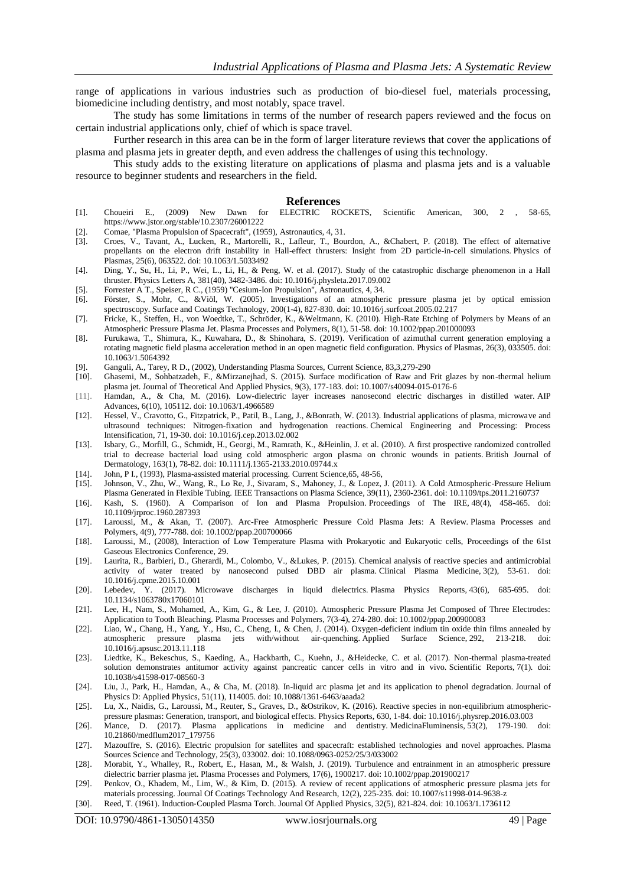range of applications in various industries such as production of bio-diesel fuel, materials processing, biomedicine including dentistry, and most notably, space travel.

The study has some limitations in terms of the number of research papers reviewed and the focus on certain industrial applications only, chief of which is space travel.

Further research in this area can be in the form of larger literature reviews that cover the applications of plasma and plasma jets in greater depth, and even address the challenges of using this technology.

This study adds to the existing literature on applications of plasma and plasma jets and is a valuable resource to beginner students and researchers in the field.

## References

[1]. Choueiri E., (2009) New Dawn for ELECTRIC ROCKETS, Scientific American, 300, 2 , 58-65, https://www.jstor.org/stable/10.2307/26001222

[2]. Comae, "Plasma Propulsion of Spacecraft", (1959), Astronautics, 4, 31.

[3]. Croes, V., Tavant, A., Lucken, R., Martorelli, R., Lafleur, T., Bourdon, A., &Chabert, P. (2018). The effect of alternative propellants on the electron drift instability in Hall-effect thrusters: Insight from 2D particle-in-cell simulations. Physics of Plasmas, 25(6), 063522. doi: 10.1063/1.5033492

[4]. Ding, Y., Su, H., Li, P., Wei, L., Li, H., & Peng, W. et al. (2017). Study of the catastrophic discharge phenomenon in a Hall thruster. Physics Letters A, 381(40), 3482-3486. doi: 10.1016/j.physleta.2017.09.002

[5]. Forrester A T., Speiser, R C., (1959) "Cesium-Ion Propulsion", Astronautics, 4, 34.

[6]. Förster, S., Mohr, C., &Viöl, W. (2005). Investigations of an atmospheric pressure plasma jet by optical emission spectroscopy. Surface and Coatings Technology, 200(1-4), 827-830. doi: 10.1016/j.surfcoat.2005.02.217

[7]. Fricke, K., Steffen, H., von Woedtke, T., Schröder, K., &Weltmann, K. (2010). High-Rate Etching of Polymers by Means of an Atmospheric Pressure Plasma Jet. Plasma Processes and Polymers, 8(1), 51-58. doi: 10.1002/ppap.201000093

[8]. Furukawa, T., Shimura, K., Kuwahara, D., & Shinohara, S. (2019). Verification of azimuthal current generation employing a rotating magnetic field plasma acceleration method in an open magnetic field configuration. Physics of Plasmas, 26(3), 033505. doi: 10.1063/1.5064392

[9]. Ganguli, A., Tarey, R D., (2002), Understanding Plasma Sources, Current Science, 83,3,279-290

[10]. Ghasemi, M., Sohbatzadeh, F., &Mirzanejhad, S. (2015). Surface modification of Raw and Frit glazes by non-thermal helium plasma jet. Journal of Theoretical And Applied Physics, 9(3), 177-183. doi: 10.1007/s40094-015-0176-6

[11]. Hamdan, A., & Cha, M. (2016). Low-dielectric layer increases nanosecond electric discharges in distilled water. AIP Advances, 6(10), 105112. doi: 10.1063/1.4966589

[12]. Hessel, V., Cravotto, G., Fitzpatrick, P., Patil, B., Lang, J., &Bonrath, W. (2013). Industrial applications of plasma, microwave and ultrasound techniques: Nitrogen-fixation and hydrogenation reactions. Chemical Engineering and Processing: Process Intensification, 71, 19-30. doi: 10.1016/j.cep.2013.02.002

[13]. Isbary, G., Morfill, G., Schmidt, H., Georgi, M., Ramrath, K., &Heinlin, J. et al. (2010). A first prospective randomized controlled trial to decrease bacterial load using cold atmospheric argon plasma on chronic wounds in patients. British Journal of Dermatology, 163(1), 78-82. doi: 10.1111/j.1365-2133.2010.09744.x

[14]. John, P I., (1993), Plasma-assisted material processing. Current Science,65, 48-56,

[15]. Johnson, V., Zhu, W., Wang, R., Lo Re, J., Sivaram, S., Mahoney, J., & Lopez, J. (2011). A Cold Atmospheric-Pressure Helium Plasma Generated in Flexible Tubing. IEEE Transactions on Plasma Science, 39(11), 2360-2361. doi: 10.1109/tps.2011.2160737

[16]. Kash, S. (1960). A Comparison of Ion and Plasma Propulsion. Proceedings of The IRE, 48(4), 458-465. doi: 10.1109/jrproc.1960.287393

[17]. Laroussi, M., & Akan, T. (2007). Arc-Free Atmospheric Pressure Cold Plasma Jets: A Review. Plasma Processes and Polymers, 4(9), 777-788. doi: 10.1002/ppap.200700066

[18]. Laroussi, M., (2008), Interaction of Low Temperature Plasma with Prokaryotic and Eukaryotic cells, Proceedings of the 61st Gaseous Electronics Conference, 29.

[19]. Laurita, R., Barbieri, D., Gherardi, M., Colombo, V., &Lukes, P. (2015). Chemical analysis of reactive species and antimicrobial activity of water treated by nanosecond pulsed DBD air plasma. Clinical Plasma Medicine, 3(2), 53-61. doi: 10.1016/j.cpme.2015.10.001

[20]. Lebedev, Y. (2017). Microwave discharges in liquid dielectrics. Plasma Physics Reports, 43(6), 685-695. doi: 10.1134/s1063780x17060101

[21]. Lee, H., Nam, S., Mohamed, A., Kim, G., & Lee, J. (2010). Atmospheric Pressure Plasma Jet Composed of Three Electrodes: Application to Tooth Bleaching. Plasma Processes and Polymers, 7(3-4), 274-280. doi: 10.1002/ppap.200900083

[22]. Liao, W., Chang, H., Yang, Y., Hsu, C., Cheng, I., & Chen, J. (2014). Oxygen-deficient indium tin oxide thin films annealed by atmospheric pressure plasma jets with/without air-quenching. Applied Surface Science, 292, 213-218. doi: 10.1016/j.apsusc.2013.11.118

[23]. Liedtke, K., Bekeschus, S., Kaeding, A., Hackbarth, C., Kuehn, J., &Heidecke, C. et al. (2017). Non-thermal plasma-treated solution demonstrates antitumor activity against pancreatic cancer cells in vitro and in vivo. Scientific Reports, 7(1). doi: 10.1038/s41598-017-08560-3

[24]. Liu, J., Park, H., Hamdan, A., & Cha, M. (2018). In-liquid arc plasma jet and its application to phenol degradation. Journal of Physics D: Applied Physics, 51(11), 114005. doi: 10.1088/1361-6463/aaada2

[25]. Lu, X., Naidis, G., Laroussi, M., Reuter, S., Graves, D., &Ostrikov, K. (2016). Reactive species in non-equilibrium atmospheric-pressure plasmas: Generation, transport, and biological effects. Physics Reports, 630, 1-84. doi: 10.1016/j.physrep.2016.03.003

[26]. Mance, D. (2017). Plasma applications in medicine and dentistry. MedicinaFluminensis, 53(2), 179-190. doi: 10.21860/medflum2017_179756

[27]. Mazouffre, S. (2016). Electric propulsion for satellites and spacecraft: established technologies and novel approaches. Plasma Sources Science and Technology, 25(3), 033002. doi: 10.1088/0963-0252/25/3/033002

[28]. Morabit, Y., Whalley, R., Robert, E., Hasan, M., & Walsh, J. (2019). Turbulence and entrainment in an atmospheric pressure dielectric barrier plasma jet. Plasma Processes and Polymers, 17(6), 1900217. doi: 10.1002/ppap.201900217

[29]. Penkov, O., Khadem, M., Lim, W., & Kim, D. (2015). A review of recent applications of atmospheric pressure plasma jets for materials processing. Journal Of Coatings Technology And Research, 12(2), 225-235. doi: 10.1007/s11998-014-9638-z

[30]. Reed, T. (1961). Induction‐Coupled Plasma Torch. Journal Of Applied Physics, 32(5), 821-824. doi: 10.1063/1.1736112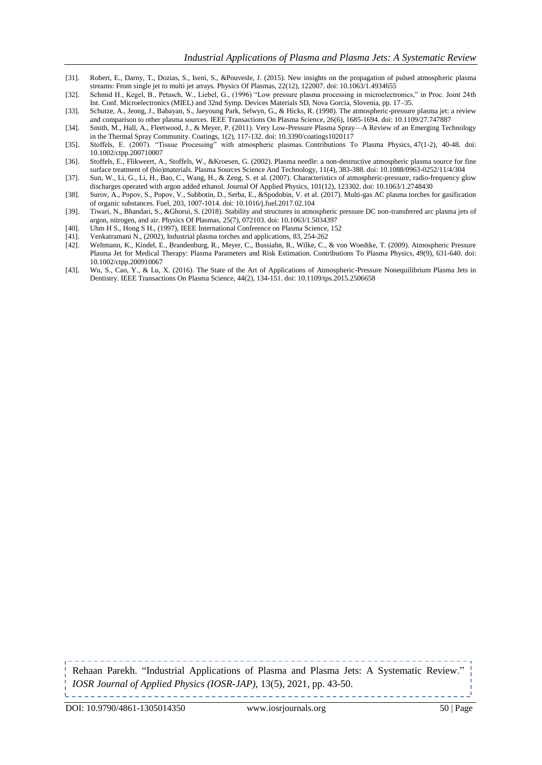[31]. Robert, E., Darny, T., Dozias, S., Iseni, S., &Pouvesle, J. (2015). New insights on the propagation of pulsed atmospheric plasma streams: From single jet to multi jet arrays. Physics Of Plasmas, 22(12), 122007. doi: 10.1063/1.4934655

[32]. Schmid H., Kegel, B., Petasch, W., Liebel, G., (1996) "Low pressure plasma processing in microelectronics," in Proc. Joint 24th Int. Conf. Microelectronics (MIEL) and 32nd Symp. Devices Materials SD, Nova Gorcia, Slovenia, pp. 17–35.

[33]. Schutze, A., Jeong, J., Babayan, S., Jaeyoung Park, Selwyn, G., & Hicks, R. (1998). The atmospheric-pressure plasma jet: a review and comparison to other plasma sources. IEEE Transactions On Plasma Science, 26(6), 1685-1694. doi: 10.1109/27.747887

[34]. Smith, M., Hall, A., Fleetwood, J., & Meyer, P. (2011). Very Low-Pressure Plasma Spray—A Review of an Emerging Technology in the Thermal Spray Community. Coatings, 1(2), 117-132. doi: 10.3390/coatings1020117

[35]. Stoffels, E. (2007). "Tissue Processing" with atmospheric plasmas. Contributions To Plasma Physics, 47(1-2), 40-48. doi: 10.1002/ctpp.200710007

[36]. Stoffels, E., Flikweert, A., Stoffels, W., &Kroesen, G. (2002). Plasma needle: a non-destructive atmospheric plasma source for fine surface treatment of (bio)materials. Plasma Sources Science And Technology, 11(4), 383-388. doi: 10.1088/0963-0252/11/4/304

[37]. Sun, W., Li, G., Li, H., Bao, C., Wang, H., & Zeng, S. et al. (2007). Characteristics of atmospheric-pressure, radio-frequency glow discharges operated with argon added ethanol. Journal Of Applied Physics, 101(12), 123302. doi: 10.1063/1.2748430

[38]. Surov, A., Popov, S., Popov, V., Subbotin, D., Serba, E., &Spodobin, V. et al. (2017). Multi-gas AC plasma torches for gasification of organic substances. Fuel, 203, 1007-1014. doi: 10.1016/j.fuel.2017.02.104

[39]. Tiwari, N., Bhandari, S., &Ghorui, S. (2018). Stability and structures in atmospheric pressure DC non-transferred arc plasma jets of argon, nitrogen, and air. Physics Of Plasmas, 25(7), 072103. doi: 10.1063/1.5034397

[40]. Uhm H S., Hong S H., (1997), IEEE International Conference on Plasma Science, 152

[41]. Venkatramani N., (2002), Industrial plasma torches and applications, 83, 254-262

[42]. Weltmann, K., Kindel, E., Brandenburg, R., Meyer, C., Bussiahn, R., Wilke, C., & von Woedtke, T. (2009). Atmospheric Pressure Plasma Jet for Medical Therapy: Plasma Parameters and Risk Estimation. Contributions To Plasma Physics, 49(9), 631-640. doi: 10.1002/ctpp.200910067

[43]. Wu, S., Cao, Y., & Lu, X. (2016). The State of the Art of Applications of Atmospheric-Pressure Nonequilibrium Plasma Jets in Dentistry. IEEE Transactions On Plasma Science, 44(2), 134-151. doi: 10.1109/tps.2015.2506658

Rehaan Parekh. "Industrial Applications of Plasma and Plasma Jets: A Systematic Review." *IOSR Journal of Applied Physics (IOSR-JAP)*, 13(5), 2021, pp. 43-50.